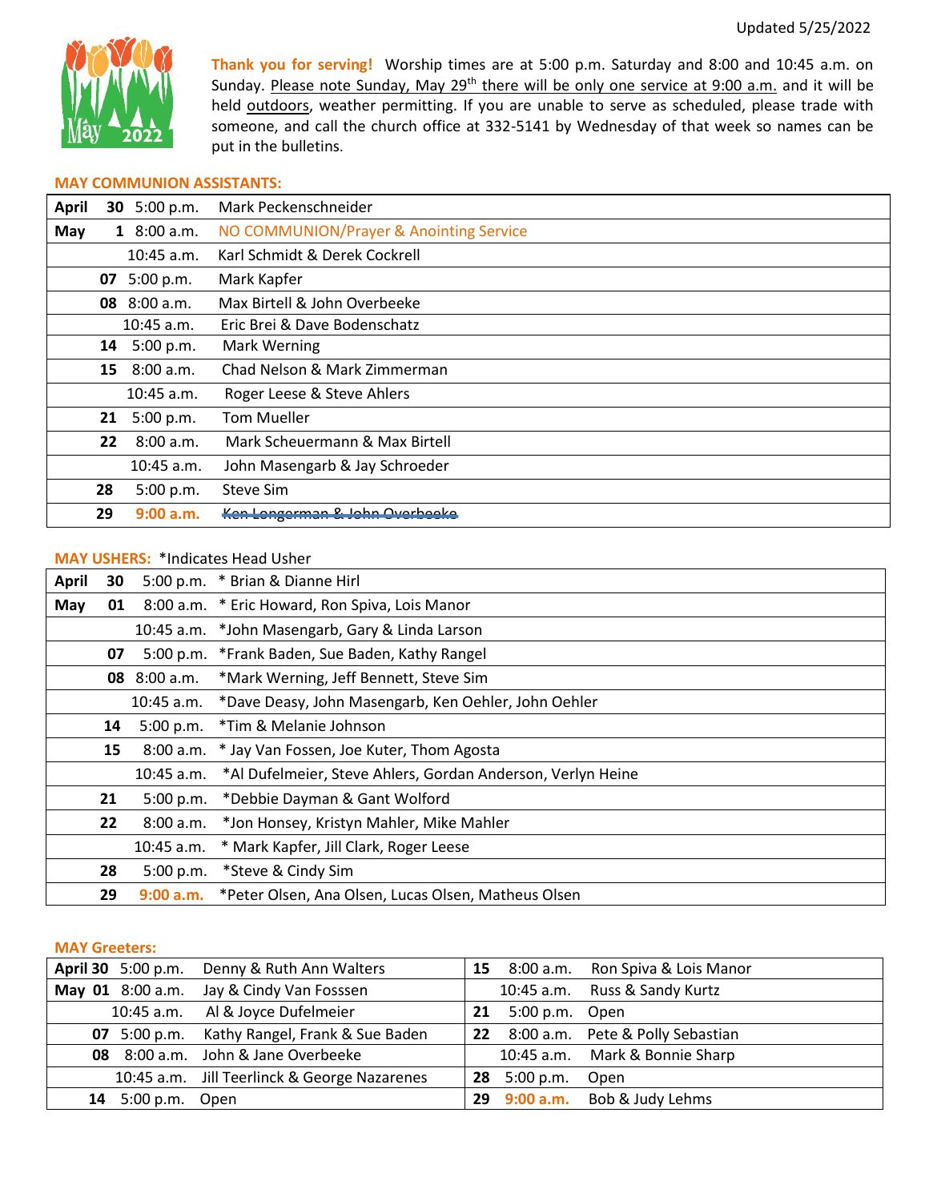Updated 5/25/2022

**Thank you for serving!** Worship times are at 5:00 p.m. Saturday and 8:00 and 10:45 a.m. on Sunday. Please note Sunday, May 29th there will be only one service at 9:00 a.m. and it will be held outdoors, weather permitting. If you are unable to serve as scheduled, please trade with someone, and call the church office at 332-5141 by Wednesday of that week so names can be put in the bulletins.

## MAY COMMUNION ASSISTANTS:

| Month | Day | Time | Assistants |
|---|---|---|---|
| **April** | **30** | 5:00 p.m. | Mark Peckenschneider |
| **May** | **1** | 8:00 a.m. | NO COMMUNION/Prayer & Anointing Service |
| | | 10:45 a.m. | Karl Schmidt & Derek Cockrell |
| | **07** | 5:00 p.m. | Mark Kapfer |
| | **08** | 8:00 a.m. | Max Birtell & John Overbeeke |
| | | 10:45 a.m. | Eric Brei & Dave Bodenschatz |
| | **14** | 5:00 p.m. | Mark Werning |
| | **15** | 8:00 a.m. | Chad Nelson & Mark Zimmerman |
| | | 10:45 a.m. | Roger Leese & Steve Ahlers |
| | **21** | 5:00 p.m. | Tom Mueller |
| | **22** | 8:00 a.m. | Mark Scheuermann & Max Birtell |
| | | 10:45 a.m. | John Masengarb & Jay Schroeder |
| | **28** | 5:00 p.m. | Steve Sim |
| | **29** | **9:00 a.m.** | ~~Ken Longerman & John Overbeeke~~ |

## MAY USHERS: *Indicates Head Usher

| Month | Day | Time | Ushers |
|---|---|---|---|
| **April** | **30** | 5:00 p.m. | * Brian & Dianne Hirl |
| **May** | **01** | 8:00 a.m. | * Eric Howard, Ron Spiva, Lois Manor |
| | | 10:45 a.m. | *John Masengarb, Gary & Linda Larson |
| | **07** | 5:00 p.m. | *Frank Baden, Sue Baden, Kathy Rangel |
| | **08** | 8:00 a.m. | *Mark Werning, Jeff Bennett, Steve Sim |
| | | 10:45 a.m. | *Dave Deasy, John Masengarb, Ken Oehler, John Oehler |
| | **14** | 5:00 p.m. | *Tim & Melanie Johnson |
| | **15** | 8:00 a.m. | * Jay Van Fossen, Joe Kuter, Thom Agosta |
| | | 10:45 a.m. | *Al Dufelmeier, Steve Ahlers, Gordan Anderson, Verlyn Heine |
| | **21** | 5:00 p.m. | *Debbie Dayman & Gant Wolford |
| | **22** | 8:00 a.m. | *Jon Honsey, Kristyn Mahler, Mike Mahler |
| | | 10:45 a.m. | * Mark Kapfer, Jill Clark, Roger Leese |
| | **28** | 5:00 p.m. | *Steve & Cindy Sim |
| | **29** | **9:00 a.m.** | *Peter Olsen, Ana Olsen, Lucas Olsen, Matheus Olsen |

## MAY Greeters:

| Date | Time | Greeters | Date | Time | Greeters |
|---|---|---|---|---|---|
| **April 30** | 5:00 p.m. | Denny & Ruth Ann Walters | **15** | 8:00 a.m. | Ron Spiva & Lois Manor |
| **May 01** | 8:00 a.m. | Jay & Cindy Van Fosssen | | 10:45 a.m. | Russ & Sandy Kurtz |
| | 10:45 a.m. | Al & Joyce Dufelmeier | **21** | 5:00 p.m. | Open |
| **07** | 5:00 p.m. | Kathy Rangel, Frank & Sue Baden | **22** | 8:00 a.m. | Pete & Polly Sebastian |
| **08** | 8:00 a.m. | John & Jane Overbeeke | | 10:45 a.m. | Mark & Bonnie Sharp |
| | 10:45 a.m. | Jill Teerlinck & George Nazarenes | **28** | 5:00 p.m. | Open |
| **14** | 5:00 p.m. | Open | **29** | **9:00 a.m.** | Bob & Judy Lehms |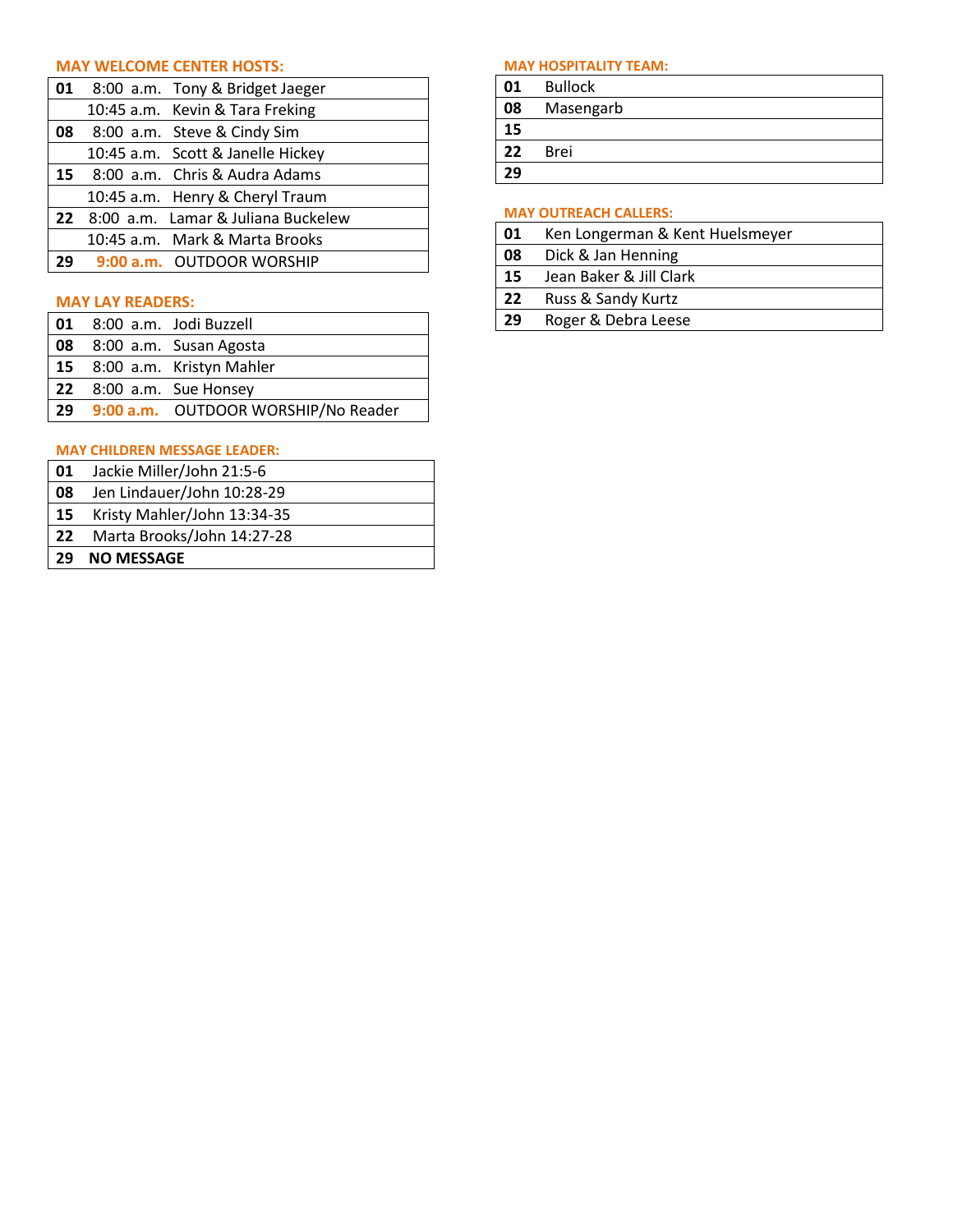### MAY WELCOME CENTER HOSTS:

| | | |
|---|---|---|
| **01** | 8:00 a.m. | Tony & Bridget Jaeger |
| | 10:45 a.m. | Kevin & Tara Freking |
| **08** | 8:00 a.m. | Steve & Cindy Sim |
| | 10:45 a.m. | Scott & Janelle Hickey |
| **15** | 8:00 a.m. | Chris & Audra Adams |
| | 10:45 a.m. | Henry & Cheryl Traum |
| **22** | 8:00 a.m. | Lamar & Juliana Buckelew |
| | 10:45 a.m. | Mark & Marta Brooks |
| **29** | **9:00 a.m.** | OUTDOOR WORSHIP |

### MAY LAY READERS:

| | | |
|---|---|---|
| **01** | 8:00 a.m. | Jodi Buzzell |
| **08** | 8:00 a.m. | Susan Agosta |
| **15** | 8:00 a.m. | Kristyn Mahler |
| **22** | 8:00 a.m. | Sue Honsey |
| **29** | **9:00 a.m.** | OUTDOOR WORSHIP/No Reader |

### MAY CHILDREN MESSAGE LEADER:

| | |
|---|---|
| **01** | Jackie Miller/John 21:5-6 |
| **08** | Jen Lindauer/John 10:28-29 |
| **15** | Kristy Mahler/John 13:34-35 |
| **22** | Marta Brooks/John 14:27-28 |
| **29** | **NO MESSAGE** |

### MAY HOSPITALITY TEAM:

| | |
|---|---|
| **01** | Bullock |
| **08** | Masengarb |
| **15** | |
| **22** | Brei |
| **29** | |

### MAY OUTREACH CALLERS:

| | |
|---|---|
| **01** | Ken Longerman & Kent Huelsmeyer |
| **08** | Dick & Jan Henning |
| **15** | Jean Baker & Jill Clark |
| **22** | Russ & Sandy Kurtz |
| **29** | Roger & Debra Leese |